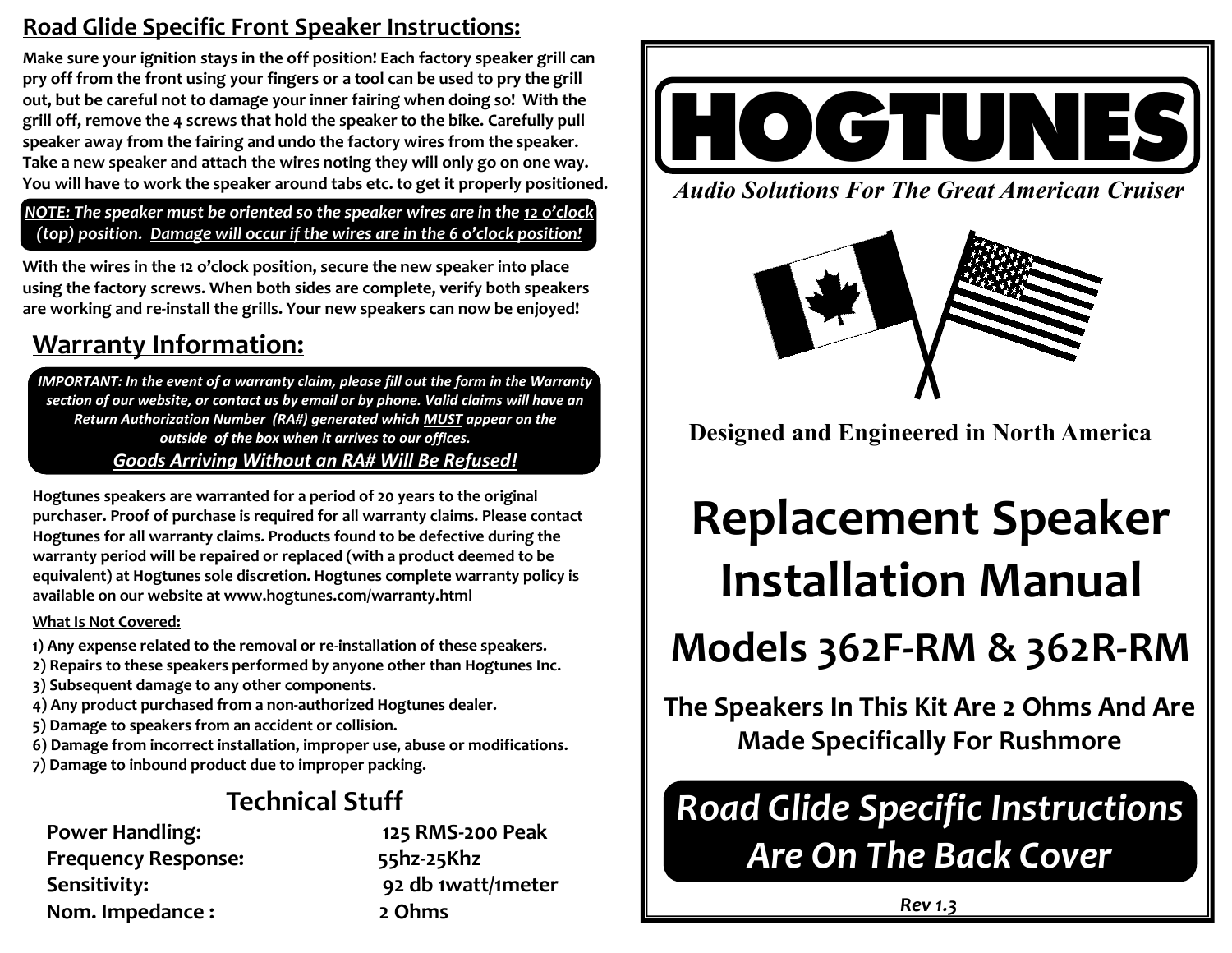## Road Glide Specific Front Speaker Instructions:

**Make sure your ignition stays in the off position! Each factory speaker grill can pry off from the front using your fingers or a tool can be used to pry the grill out, but be careful not to damage your inner fairing when doing so! With the grill off, remove the 4 screws that hold the speaker to the bike. Carefully pull speaker away from the fairing and undo the factory wires from the speaker. Take a new speaker and attach the wires noting they will only go on one way. You will have to work the speaker around tabs etc. to get it properly positioned.**

***NOTE:* *The speaker must be oriented so the speaker wires are in the 12 o'clock (top) position. Damage will occur if the wires are in the 6 o'clock position!***

**With the wires in the 12 o'clock position, secure the new speaker into place using the factory screws. When both sides are complete, verify both speakers are working and re-install the grills. Your new speakers can now be enjoyed!**

## Warranty Information:

***IMPORTANT:* *In the event of a warranty claim, please fill out the form in the Warranty section of our website, or contact us by email or by phone. Valid claims will have an Return Authorization Number (RA#) generated which MUST appear on the outside of the box when it arrives to our offices.***

***Goods Arriving Without an RA# Will Be Refused!***

**Hogtunes speakers are warranted for a period of 20 years to the original purchaser. Proof of purchase is required for all warranty claims. Please contact Hogtunes for all warranty claims. Products found to be defective during the warranty period will be repaired or replaced (with a product deemed to be equivalent) at Hogtunes sole discretion. Hogtunes complete warranty policy is available on our website at www.hogtunes.com/warranty.html**

**What Is Not Covered:**

1) Any expense related to the removal or re-installation of these speakers.
2) Repairs to these speakers performed by anyone other than Hogtunes Inc.
3) Subsequent damage to any other components.
4) Any product purchased from a non-authorized Hogtunes dealer.
5) Damage to speakers from an accident or collision.
6) Damage from incorrect installation, improper use, abuse or modifications.
7) Damage to inbound product due to improper packing.

## Technical Stuff

| | |
|---|---|
| **Power Handling:** | **125 RMS-200 Peak** |
| **Frequency Response:** | **55hz-25Khz** |
| **Sensitivity:** | **92 db 1watt/1meter** |
| **Nom. Impedance :** | **2 Ohms** |

# HOGTUNES

*Audio Solutions For The Great American Cruiser*

**Designed and Engineered in North America**

# Replacement Speaker Installation Manual

## Models 362F-RM & 362R-RM

**The Speakers In This Kit Are 2 Ohms And Are Made Specifically For Rushmore**

***Road Glide Specific Instructions Are On The Back Cover***

*Rev 1.3*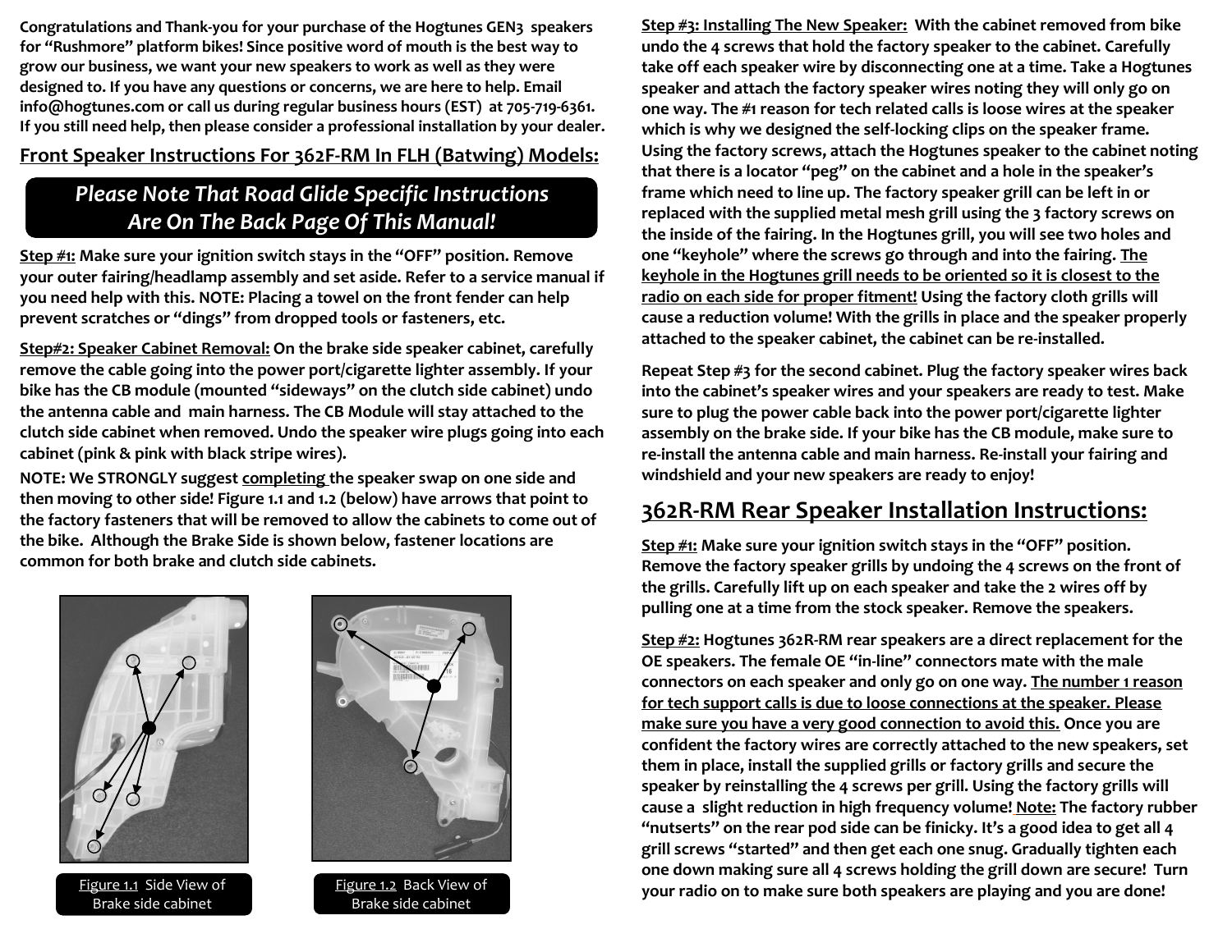**Congratulations and Thank-you for your purchase of the Hogtunes GEN3 speakers for "Rushmore" platform bikes! Since positive word of mouth is the best way to grow our business, we want your new speakers to work as well as they were designed to. If you have any questions or concerns, we are here to help. Email info@hogtunes.com or call us during regular business hours (EST) at 705-719-6361. If you still need help, then please consider a professional installation by your dealer.**

## Front Speaker Instructions For 362F-RM In FLH (Batwing) Models:

***Please Note That Road Glide Specific Instructions Are On The Back Page Of This Manual!***

**Step #1: Make sure your ignition switch stays in the "OFF" position. Remove your outer fairing/headlamp assembly and set aside. Refer to a service manual if you need help with this. NOTE: Placing a towel on the front fender can help prevent scratches or "dings" from dropped tools or fasteners, etc.**

**Step#2: Speaker Cabinet Removal: On the brake side speaker cabinet, carefully remove the cable going into the power port/cigarette lighter assembly. If your bike has the CB module (mounted "sideways" on the clutch side cabinet) undo the antenna cable and main harness. The CB Module will stay attached to the clutch side cabinet when removed. Undo the speaker wire plugs going into each cabinet (pink & pink with black stripe wires).**

**NOTE: We STRONGLY suggest completing the speaker swap on one side and then moving to other side! Figure 1.1 and 1.2 (below) have arrows that point to the factory fasteners that will be removed to allow the cabinets to come out of the bike. Although the Brake Side is shown below, fastener locations are common for both brake and clutch side cabinets.**

Figure 1.1 Side View of Brake side cabinet

Figure 1.2 Back View of Brake side cabinet

**Step #3: Installing The New Speaker: With the cabinet removed from bike undo the 4 screws that hold the factory speaker to the cabinet. Carefully take off each speaker wire by disconnecting one at a time. Take a Hogtunes speaker and attach the factory speaker wires noting they will only go on one way. The #1 reason for tech related calls is loose wires at the speaker which is why we designed the self-locking clips on the speaker frame. Using the factory screws, attach the Hogtunes speaker to the cabinet noting that there is a locator "peg" on the cabinet and a hole in the speaker's frame which need to line up. The factory speaker grill can be left in or replaced with the supplied metal mesh grill using the 3 factory screws on the inside of the fairing. In the Hogtunes grill, you will see two holes and one "keyhole" where the screws go through and into the fairing. The keyhole in the Hogtunes grill needs to be oriented so it is closest to the radio on each side for proper fitment! Using the factory cloth grills will cause a reduction volume! With the grills in place and the speaker properly attached to the speaker cabinet, the cabinet can be re-installed.**

**Repeat Step #3 for the second cabinet. Plug the factory speaker wires back into the cabinet's speaker wires and your speakers are ready to test. Make sure to plug the power cable back into the power port/cigarette lighter assembly on the brake side. If your bike has the CB module, make sure to re-install the antenna cable and main harness. Re-install your fairing and windshield and your new speakers are ready to enjoy!**

## 362R-RM Rear Speaker Installation Instructions:

**Step #1: Make sure your ignition switch stays in the "OFF" position. Remove the factory speaker grills by undoing the 4 screws on the front of the grills. Carefully lift up on each speaker and take the 2 wires off by pulling one at a time from the stock speaker. Remove the speakers.**

**Step #2: Hogtunes 362R-RM rear speakers are a direct replacement for the OE speakers. The female OE "in-line" connectors mate with the male connectors on each speaker and only go on one way. The number 1 reason for tech support calls is due to loose connections at the speaker. Please make sure you have a very good connection to avoid this. Once you are confident the factory wires are correctly attached to the new speakers, set them in place, install the supplied grills or factory grills and secure the speaker by reinstalling the 4 screws per grill. Using the factory grills will cause a slight reduction in high frequency volume! Note: The factory rubber "nutserts" on the rear pod side can be finicky. It's a good idea to get all 4 grill screws "started" and then get each one snug. Gradually tighten each one down making sure all 4 screws holding the grill down are secure! Turn your radio on to make sure both speakers are playing and you are done!**